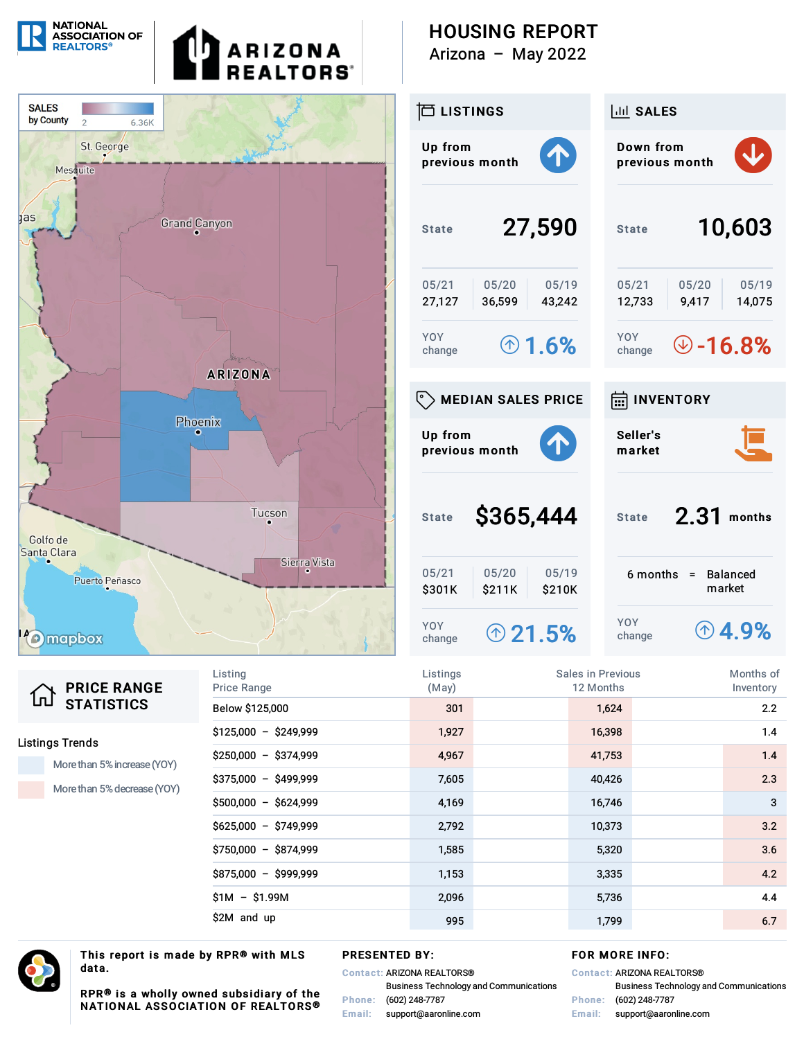NATIONAL ASSOCIATION OF REALTORS®

ARIZONA REALTORS®

# HOUSING REPORT

Arizona – May 2022

SALES by County: 2 – 6.36K

St. George, Mesquite, Grand Canyon, ARIZONA, Phoenix, Tucson, Sierra Vista, Golfo de Santa Clara, Puerto Peñasco

## LISTINGS

Up from previous month

State **27,590**

| 05/21 | 05/20 | 05/19 |
|---|---|---|
| 27,127 | 36,599 | 43,242 |

YOY change **1.6%**

## SALES

Down from previous month

State **10,603**

| 05/21 | 05/20 | 05/19 |
|---|---|---|
| 12,733 | 9,417 | 14,075 |

YOY change **-16.8%**

## MEDIAN SALES PRICE

Up from previous month

State **$365,444**

| 05/21 | 05/20 | 05/19 |
|---|---|---|
| $301K | $211K | $210K |

YOY change **21.5%**

## INVENTORY

Seller's market

State **2.31** months

6 months = Balanced market

YOY change **4.9%**

## PRICE RANGE STATISTICS

Listings Trends
- More than 5% increase (YOY)
- More than 5% decrease (YOY)

| Listing Price Range | Listings (May) | Sales in Previous 12 Months | Months of Inventory |
|---|---|---|---|
| Below $125,000 | 301 | 1,624 | 2.2 |
| $125,000 – $249,999 | 1,927 | 16,398 | 1.4 |
| $250,000 – $374,999 | 4,967 | 41,753 | 1.4 |
| $375,000 – $499,999 | 7,605 | 40,426 | 2.3 |
| $500,000 – $624,999 | 4,169 | 16,746 | 3 |
| $625,000 – $749,999 | 2,792 | 10,373 | 3.2 |
| $750,000 – $874,999 | 1,585 | 5,320 | 3.6 |
| $875,000 – $999,999 | 1,153 | 3,335 | 4.2 |
| $1M – $1.99M | 2,096 | 5,736 | 4.4 |
| $2M and up | 995 | 1,799 | 6.7 |

This report is made by RPR® with MLS data.

RPR® is a wholly owned subsidiary of the NATIONAL ASSOCIATION OF REALTORS®

**PRESENTED BY:**

Contact: ARIZONA REALTORS®
Business Technology and Communications
Phone: (602) 248-7787
Email: support@aaronline.com

**FOR MORE INFO:**

Contact: ARIZONA REALTORS®
Business Technology and Communications
Phone: (602) 248-7787
Email: support@aaronline.com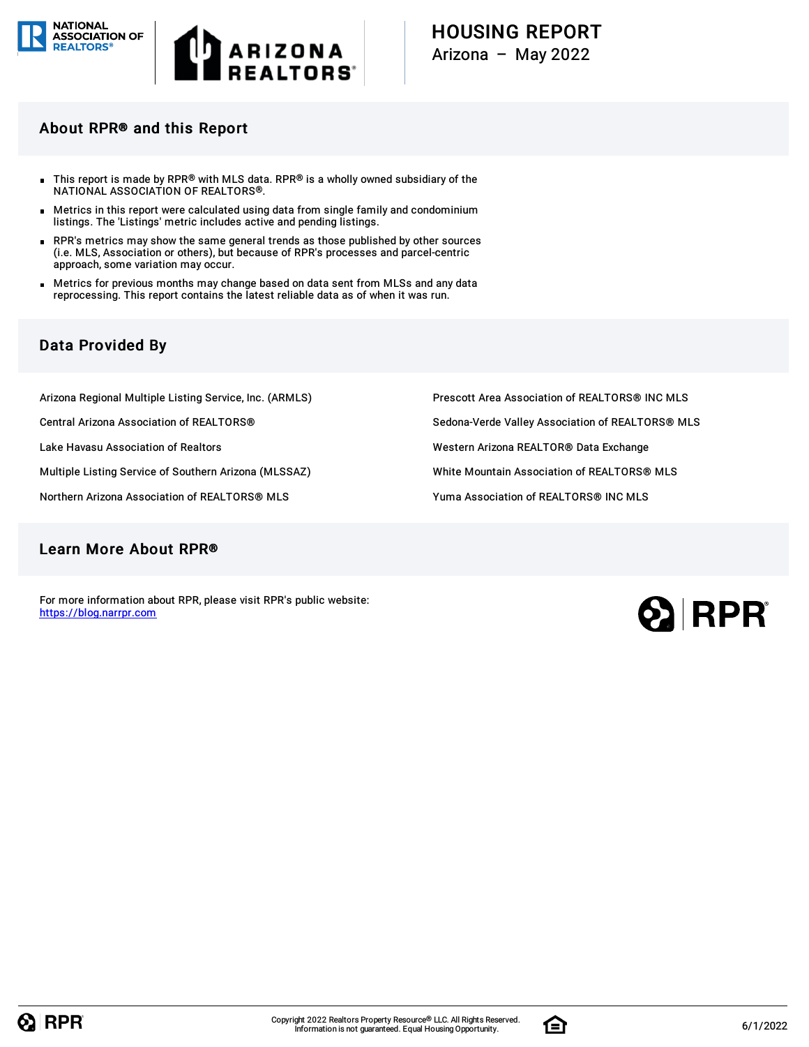# HOUSING REPORT

Arizona – May 2022

## About RPR® and this Report

- This report is made by RPR® with MLS data. RPR® is a wholly owned subsidiary of the NATIONAL ASSOCIATION OF REALTORS®.
- Metrics in this report were calculated using data from single family and condominium listings. The 'Listings' metric includes active and pending listings.
- RPR's metrics may show the same general trends as those published by other sources (i.e. MLS, Association or others), but because of RPR's processes and parcel-centric approach, some variation may occur.
- Metrics for previous months may change based on data sent from MLSs and any data reprocessing. This report contains the latest reliable data as of when it was run.

## Data Provided By

Arizona Regional Multiple Listing Service, Inc. (ARMLS)

Central Arizona Association of REALTORS®

Lake Havasu Association of Realtors

Multiple Listing Service of Southern Arizona (MLSSAZ)

Northern Arizona Association of REALTORS® MLS

Prescott Area Association of REALTORS® INC MLS

Sedona-Verde Valley Association of REALTORS® MLS

Western Arizona REALTOR® Data Exchange

White Mountain Association of REALTORS® MLS

Yuma Association of REALTORS® INC MLS

## Learn More About RPR®

For more information about RPR, please visit RPR's public website: https://blog.narrpr.com

Copyright 2022 Realtors Property Resource® LLC. All Rights Reserved. Information is not guaranteed. Equal Housing Opportunity.

6/1/2022